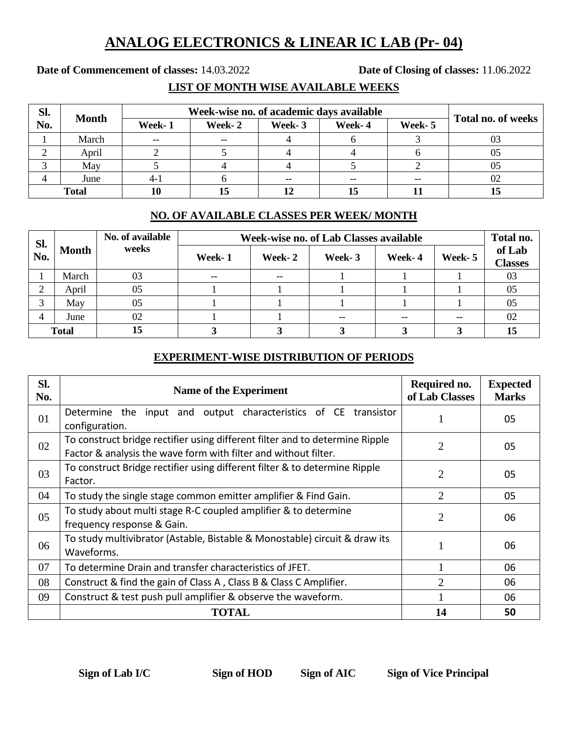# ANALOG ELECTRONICS & LINEAR IC LAB (Pr- 04)

**Date of Commencement of classes:** 14.03.2022 **Date of Closing of classes:** 11.06.2022

## LIST OF MONTH WISE AVAILABLE WEEKS

| Sl. No. | Month | Week-wise no. of academic days available | | | | | Total no. of weeks |
|---|---|---|---|---|---|---|---|
| | | Week- 1 | Week- 2 | Week- 3 | Week- 4 | Week- 5 | |
| 1 | March | -- | -- | 4 | 6 | 3 | 03 |
| 2 | April | 2 | 5 | 4 | 4 | 6 | 05 |
| 3 | May | 5 | 4 | 4 | 5 | 2 | 05 |
| 4 | June | 4-1 | 6 | -- | -- | -- | 02 |
| **Total** | | **10** | **15** | **12** | **15** | **11** | **15** |

## NO. OF AVAILABLE CLASSES PER WEEK/ MONTH

| Sl. No. | Month | No. of available weeks | Week-wise no. of Lab Classes available | | | | | Total no. of Lab Classes |
|---|---|---|---|---|---|---|---|---|
| | | | Week- 1 | Week- 2 | Week- 3 | Week- 4 | Week- 5 | |
| 1 | March | 03 | -- | -- | 1 | 1 | 1 | 03 |
| 2 | April | 05 | 1 | 1 | 1 | 1 | 1 | 05 |
| 3 | May | 05 | 1 | 1 | 1 | 1 | 1 | 05 |
| 4 | June | 02 | 1 | 1 | -- | -- | -- | 02 |
| **Total** | | **15** | **3** | **3** | **3** | **3** | **3** | **15** |

## EXPERIMENT-WISE DISTRIBUTION OF PERIODS

| Sl. No. | Name of the Experiment | Required no. of Lab Classes | Expected Marks |
|---|---|---|---|
| 01 | Determine the input and output characteristics of CE transistor configuration. | 1 | 05 |
| 02 | To construct bridge rectifier using different filter and to determine Ripple Factor & analysis the wave form with filter and without filter. | 2 | 05 |
| 03 | To construct Bridge rectifier using different filter & to determine Ripple Factor. | 2 | 05 |
| 04 | To study the single stage common emitter amplifier & Find Gain. | 2 | 05 |
| 05 | To study about multi stage R-C coupled amplifier & to determine frequency response & Gain. | 2 | 06 |
| 06 | To study multivibrator (Astable, Bistable & Monostable) circuit & draw its Waveforms. | 1 | 06 |
| 07 | To determine Drain and transfer characteristics of JFET. | 1 | 06 |
| 08 | Construct & find the gain of Class A , Class B & Class C Amplifier. | 2 | 06 |
| 09 | Construct & test push pull amplifier & observe the waveform. | 1 | 06 |
| | **TOTAL** | **14** | **50** |

**Sign of Lab I/C** **Sign of HOD** **Sign of AIC** **Sign of Vice Principal**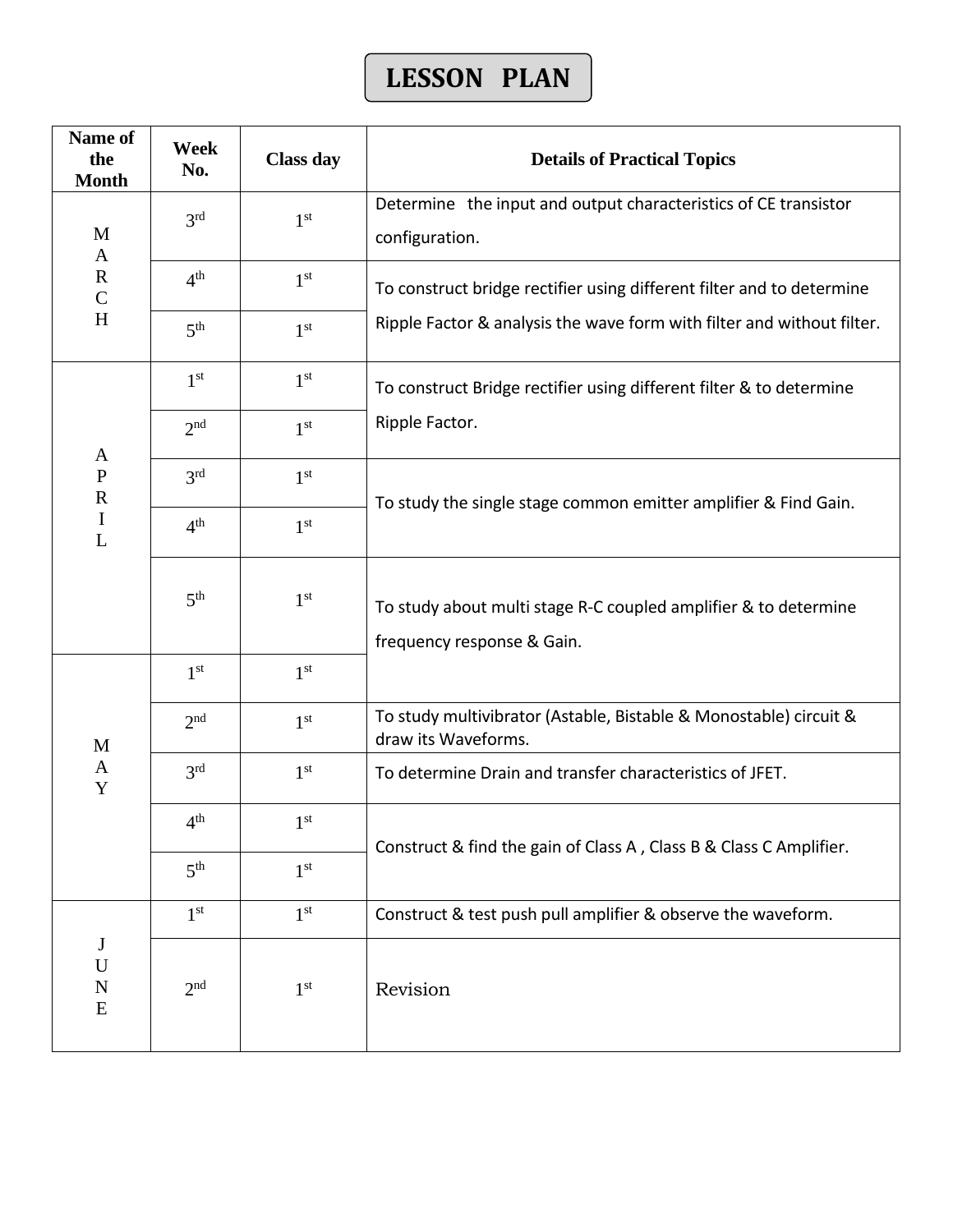# LESSON PLAN

| Name of the Month | Week No. | Class day | Details of Practical Topics |
|---|---|---|---|
| MARCH | 3rd | 1st | Determine the input and output characteristics of CE transistor configuration. |
| | 4th | 1st | To construct bridge rectifier using different filter and to determine Ripple Factor & analysis the wave form with filter and without filter. |
| | 5th | 1st | |
| APRIL | 1st | 1st | To construct Bridge rectifier using different filter & to determine Ripple Factor. |
| | 2nd | 1st | |
| | 3rd | 1st | To study the single stage common emitter amplifier & Find Gain. |
| | 4th | 1st | |
| | 5th | 1st | To study about multi stage R-C coupled amplifier & to determine frequency response & Gain. |
| MAY | 1st | 1st | |
| | 2nd | 1st | To study multivibrator (Astable, Bistable & Monostable) circuit & draw its Waveforms. |
| | 3rd | 1st | To determine Drain and transfer characteristics of JFET. |
| | 4th | 1st | Construct & find the gain of Class A , Class B & Class C Amplifier. |
| | 5th | 1st | |
| JUNE | 1st | 1st | Construct & test push pull amplifier & observe the waveform. |
| | 2nd | 1st | Revision |